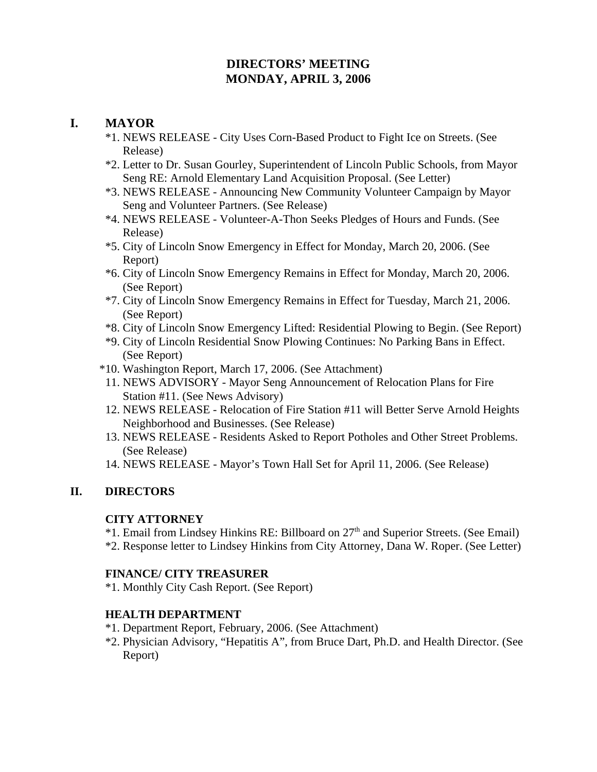# DIRECTORS' MEETING
# MONDAY, APRIL 3, 2006

## I. MAYOR

*1. NEWS RELEASE - City Uses Corn-Based Product to Fight Ice on Streets. (See Release)

*2. Letter to Dr. Susan Gourley, Superintendent of Lincoln Public Schools, from Mayor Seng RE: Arnold Elementary Land Acquisition Proposal. (See Letter)

*3. NEWS RELEASE - Announcing New Community Volunteer Campaign by Mayor Seng and Volunteer Partners. (See Release)

*4. NEWS RELEASE - Volunteer-A-Thon Seeks Pledges of Hours and Funds. (See Release)

*5. City of Lincoln Snow Emergency in Effect for Monday, March 20, 2006. (See Report)

*6. City of Lincoln Snow Emergency Remains in Effect for Monday, March 20, 2006. (See Report)

*7. City of Lincoln Snow Emergency Remains in Effect for Tuesday, March 21, 2006. (See Report)

*8. City of Lincoln Snow Emergency Lifted: Residential Plowing to Begin. (See Report)

*9. City of Lincoln Residential Snow Plowing Continues: No Parking Bans in Effect. (See Report)

*10. Washington Report, March 17, 2006. (See Attachment)

11. NEWS ADVISORY - Mayor Seng Announcement of Relocation Plans for Fire Station #11. (See News Advisory)

12. NEWS RELEASE - Relocation of Fire Station #11 will Better Serve Arnold Heights Neighborhood and Businesses. (See Release)

13. NEWS RELEASE - Residents Asked to Report Potholes and Other Street Problems. (See Release)

14. NEWS RELEASE - Mayor's Town Hall Set for April 11, 2006. (See Release)

## II. DIRECTORS

### CITY ATTORNEY

*1. Email from Lindsey Hinkins RE: Billboard on 27th and Superior Streets. (See Email)

*2. Response letter to Lindsey Hinkins from City Attorney, Dana W. Roper. (See Letter)

### FINANCE/ CITY TREASURER

*1. Monthly City Cash Report. (See Report)

### HEALTH DEPARTMENT

*1. Department Report, February, 2006. (See Attachment)

*2. Physician Advisory, "Hepatitis A", from Bruce Dart, Ph.D. and Health Director. (See Report)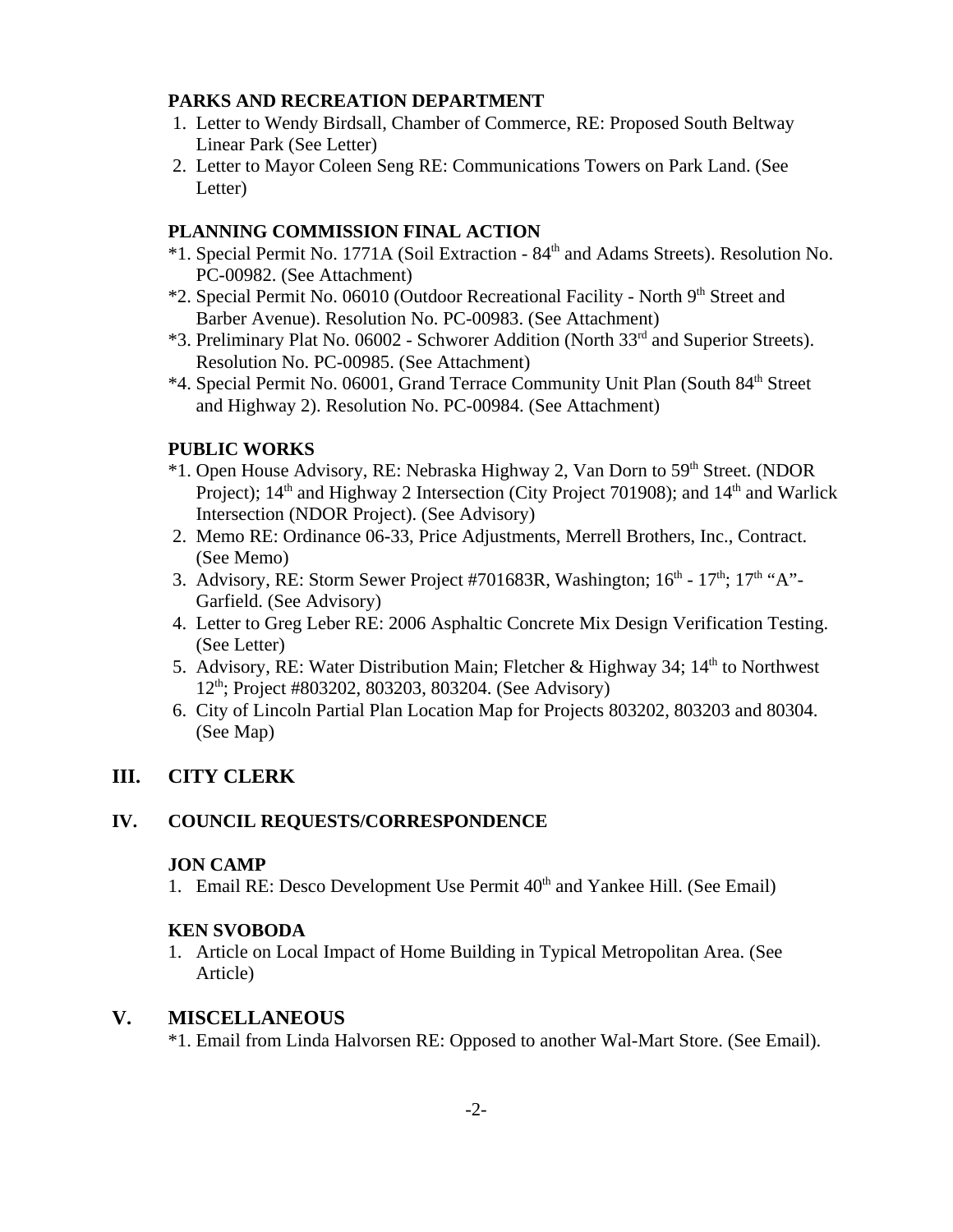**PARKS AND RECREATION DEPARTMENT**

1. Letter to Wendy Birdsall, Chamber of Commerce, RE: Proposed South Beltway Linear Park (See Letter)
2. Letter to Mayor Coleen Seng RE: Communications Towers on Park Land. (See Letter)

**PLANNING COMMISSION FINAL ACTION**

*1. Special Permit No. 1771A (Soil Extraction - 84th and Adams Streets). Resolution No. PC-00982. (See Attachment)

*2. Special Permit No. 06010 (Outdoor Recreational Facility - North 9th Street and Barber Avenue). Resolution No. PC-00983. (See Attachment)

*3. Preliminary Plat No. 06002 - Schworer Addition (North 33rd and Superior Streets). Resolution No. PC-00985. (See Attachment)

*4. Special Permit No. 06001, Grand Terrace Community Unit Plan (South 84th Street and Highway 2). Resolution No. PC-00984. (See Attachment)

**PUBLIC WORKS**

*1. Open House Advisory, RE: Nebraska Highway 2, Van Dorn to 59th Street. (NDOR Project); 14th and Highway 2 Intersection (City Project 701908); and 14th and Warlick Intersection (NDOR Project). (See Advisory)

2. Memo RE: Ordinance 06-33, Price Adjustments, Merrell Brothers, Inc., Contract. (See Memo)
3. Advisory, RE: Storm Sewer Project #701683R, Washington; 16th - 17th; 17th "A"-Garfield. (See Advisory)
4. Letter to Greg Leber RE: 2006 Asphaltic Concrete Mix Design Verification Testing. (See Letter)
5. Advisory, RE: Water Distribution Main; Fletcher & Highway 34; 14th to Northwest 12th; Project #803202, 803203, 803204. (See Advisory)
6. City of Lincoln Partial Plan Location Map for Projects 803202, 803203 and 80304. (See Map)

## III. CITY CLERK

## IV. COUNCIL REQUESTS/CORRESPONDENCE

**JON CAMP**

1. Email RE: Desco Development Use Permit 40th and Yankee Hill. (See Email)

**KEN SVOBODA**

1. Article on Local Impact of Home Building in Typical Metropolitan Area. (See Article)

## V. MISCELLANEOUS

*1. Email from Linda Halvorsen RE: Opposed to another Wal-Mart Store. (See Email).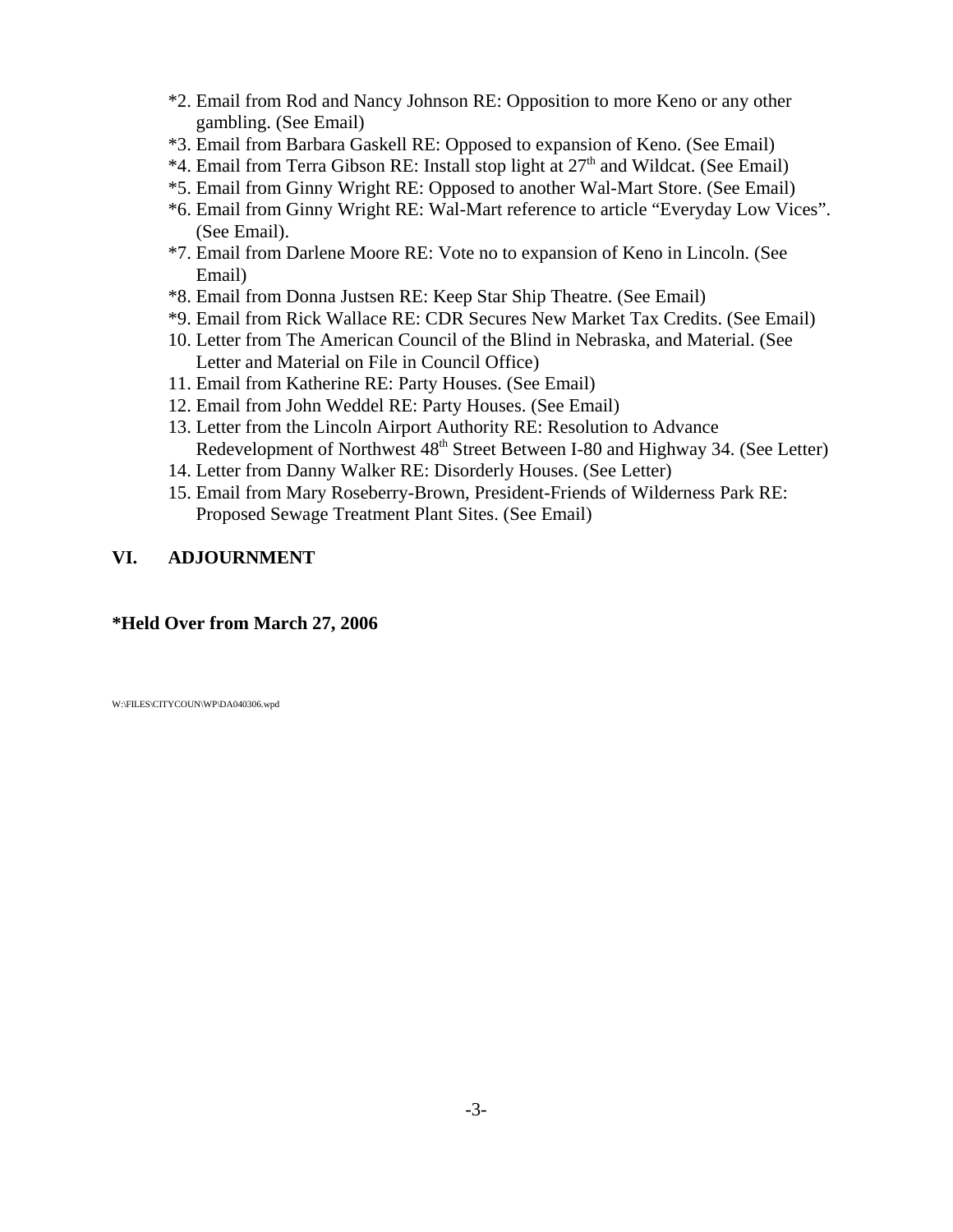*2. Email from Rod and Nancy Johnson RE: Opposition to more Keno or any other gambling. (See Email)

*3. Email from Barbara Gaskell RE: Opposed to expansion of Keno. (See Email)

*4. Email from Terra Gibson RE: Install stop light at 27th and Wildcat. (See Email)

*5. Email from Ginny Wright RE: Opposed to another Wal-Mart Store. (See Email)

*6. Email from Ginny Wright RE: Wal-Mart reference to article "Everyday Low Vices". (See Email).

*7. Email from Darlene Moore RE: Vote no to expansion of Keno in Lincoln. (See Email)

*8. Email from Donna Justsen RE: Keep Star Ship Theatre. (See Email)

*9. Email from Rick Wallace RE: CDR Secures New Market Tax Credits. (See Email)

10. Letter from The American Council of the Blind in Nebraska, and Material. (See Letter and Material on File in Council Office)

11. Email from Katherine RE: Party Houses. (See Email)

12. Email from John Weddel RE: Party Houses. (See Email)

13. Letter from the Lincoln Airport Authority RE: Resolution to Advance Redevelopment of Northwest 48th Street Between I-80 and Highway 34. (See Letter)

14. Letter from Danny Walker RE: Disorderly Houses. (See Letter)

15. Email from Mary Roseberry-Brown, President-Friends of Wilderness Park RE: Proposed Sewage Treatment Plant Sites. (See Email)

## VI. ADJOURNMENT

**\*Held Over from March 27, 2006**

W:\FILES\CITYCOUN\WP\DA040306.wpd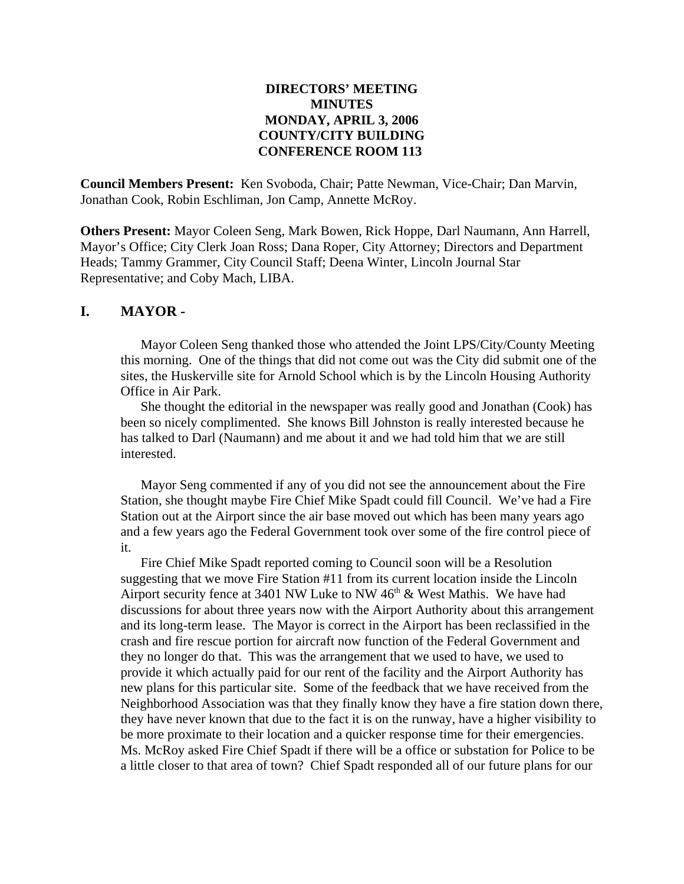**DIRECTORS' MEETING**
**MINUTES**
**MONDAY, APRIL 3, 2006**
**COUNTY/CITY BUILDING**
**CONFERENCE ROOM 113**

**Council Members Present:** Ken Svoboda, Chair; Patte Newman, Vice-Chair; Dan Marvin, Jonathan Cook, Robin Eschliman, Jon Camp, Annette McRoy.

**Others Present:** Mayor Coleen Seng, Mark Bowen, Rick Hoppe, Darl Naumann, Ann Harrell, Mayor's Office; City Clerk Joan Ross; Dana Roper, City Attorney; Directors and Department Heads; Tammy Grammer, City Council Staff; Deena Winter, Lincoln Journal Star Representative; and Coby Mach, LIBA.

## I. MAYOR -

Mayor Coleen Seng thanked those who attended the Joint LPS/City/County Meeting this morning. One of the things that did not come out was the City did submit one of the sites, the Huskerville site for Arnold School which is by the Lincoln Housing Authority Office in Air Park.

She thought the editorial in the newspaper was really good and Jonathan (Cook) has been so nicely complimented. She knows Bill Johnston is really interested because he has talked to Darl (Naumann) and me about it and we had told him that we are still interested.

Mayor Seng commented if any of you did not see the announcement about the Fire Station, she thought maybe Fire Chief Mike Spadt could fill Council. We've had a Fire Station out at the Airport since the air base moved out which has been many years ago and a few years ago the Federal Government took over some of the fire control piece of it.

Fire Chief Mike Spadt reported coming to Council soon will be a Resolution suggesting that we move Fire Station #11 from its current location inside the Lincoln Airport security fence at 3401 NW Luke to NW 46th & West Mathis. We have had discussions for about three years now with the Airport Authority about this arrangement and its long-term lease. The Mayor is correct in the Airport has been reclassified in the crash and fire rescue portion for aircraft now function of the Federal Government and they no longer do that. This was the arrangement that we used to have, we used to provide it which actually paid for our rent of the facility and the Airport Authority has new plans for this particular site. Some of the feedback that we have received from the Neighborhood Association was that they finally know they have a fire station down there, they have never known that due to the fact it is on the runway, have a higher visibility to be more proximate to their location and a quicker response time for their emergencies. Ms. McRoy asked Fire Chief Spadt if there will be a office or substation for Police to be a little closer to that area of town? Chief Spadt responded all of our future plans for our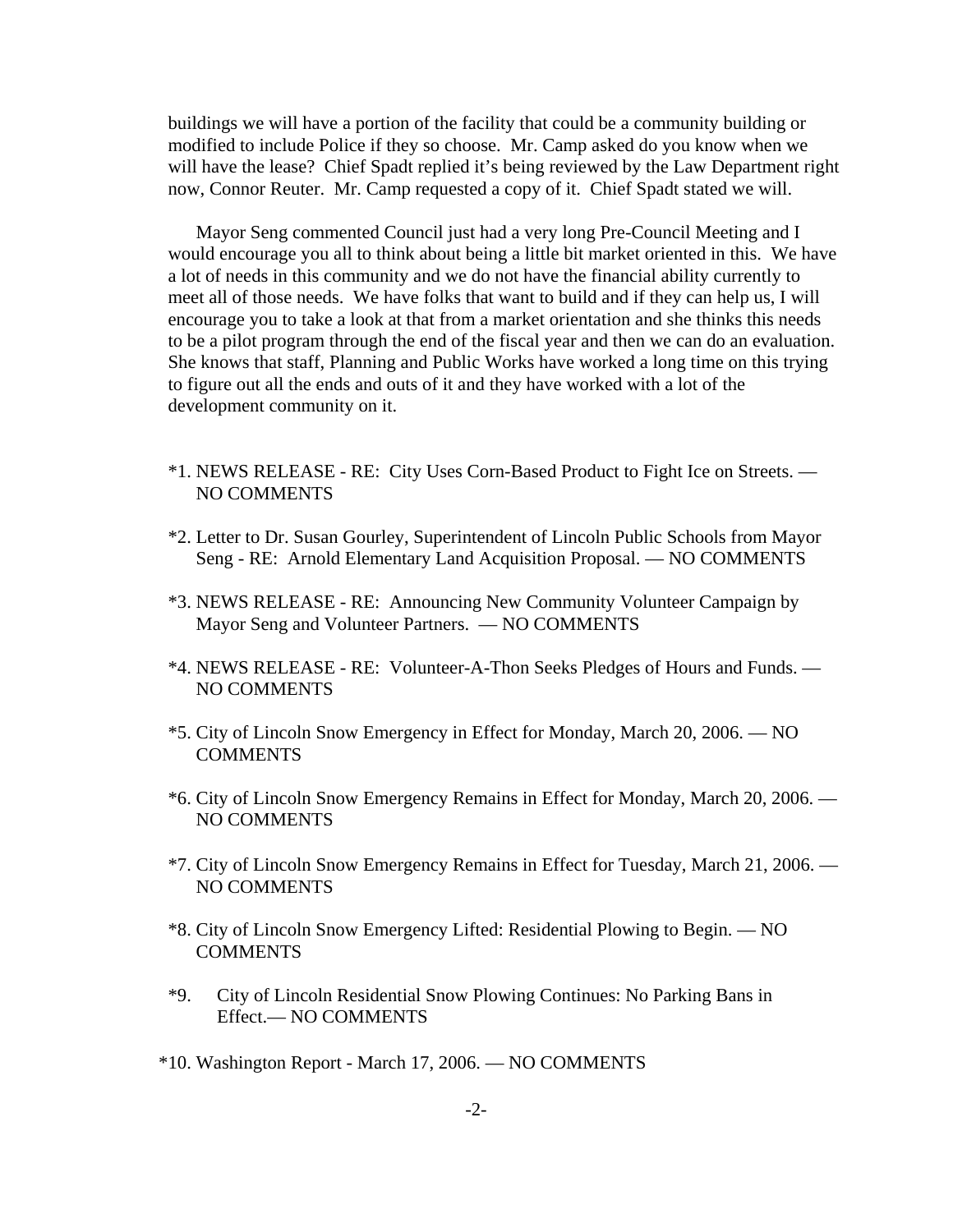buildings we will have a portion of the facility that could be a community building or modified to include Police if they so choose. Mr. Camp asked do you know when we will have the lease? Chief Spadt replied it's being reviewed by the Law Department right now, Connor Reuter. Mr. Camp requested a copy of it. Chief Spadt stated we will.

Mayor Seng commented Council just had a very long Pre-Council Meeting and I would encourage you all to think about being a little bit market oriented in this. We have a lot of needs in this community and we do not have the financial ability currently to meet all of those needs. We have folks that want to build and if they can help us, I will encourage you to take a look at that from a market orientation and she thinks this needs to be a pilot program through the end of the fiscal year and then we can do an evaluation. She knows that staff, Planning and Public Works have worked a long time on this trying to figure out all the ends and outs of it and they have worked with a lot of the development community on it.

*1. NEWS RELEASE - RE: City Uses Corn-Based Product to Fight Ice on Streets. — NO COMMENTS

*2. Letter to Dr. Susan Gourley, Superintendent of Lincoln Public Schools from Mayor Seng - RE: Arnold Elementary Land Acquisition Proposal. — NO COMMENTS

*3. NEWS RELEASE - RE: Announcing New Community Volunteer Campaign by Mayor Seng and Volunteer Partners. — NO COMMENTS

*4. NEWS RELEASE - RE: Volunteer-A-Thon Seeks Pledges of Hours and Funds. — NO COMMENTS

*5. City of Lincoln Snow Emergency in Effect for Monday, March 20, 2006. — NO COMMENTS

*6. City of Lincoln Snow Emergency Remains in Effect for Monday, March 20, 2006. — NO COMMENTS

*7. City of Lincoln Snow Emergency Remains in Effect for Tuesday, March 21, 2006. — NO COMMENTS

*8. City of Lincoln Snow Emergency Lifted: Residential Plowing to Begin. — NO COMMENTS

*9. City of Lincoln Residential Snow Plowing Continues: No Parking Bans in Effect.— NO COMMENTS

*10. Washington Report - March 17, 2006. — NO COMMENTS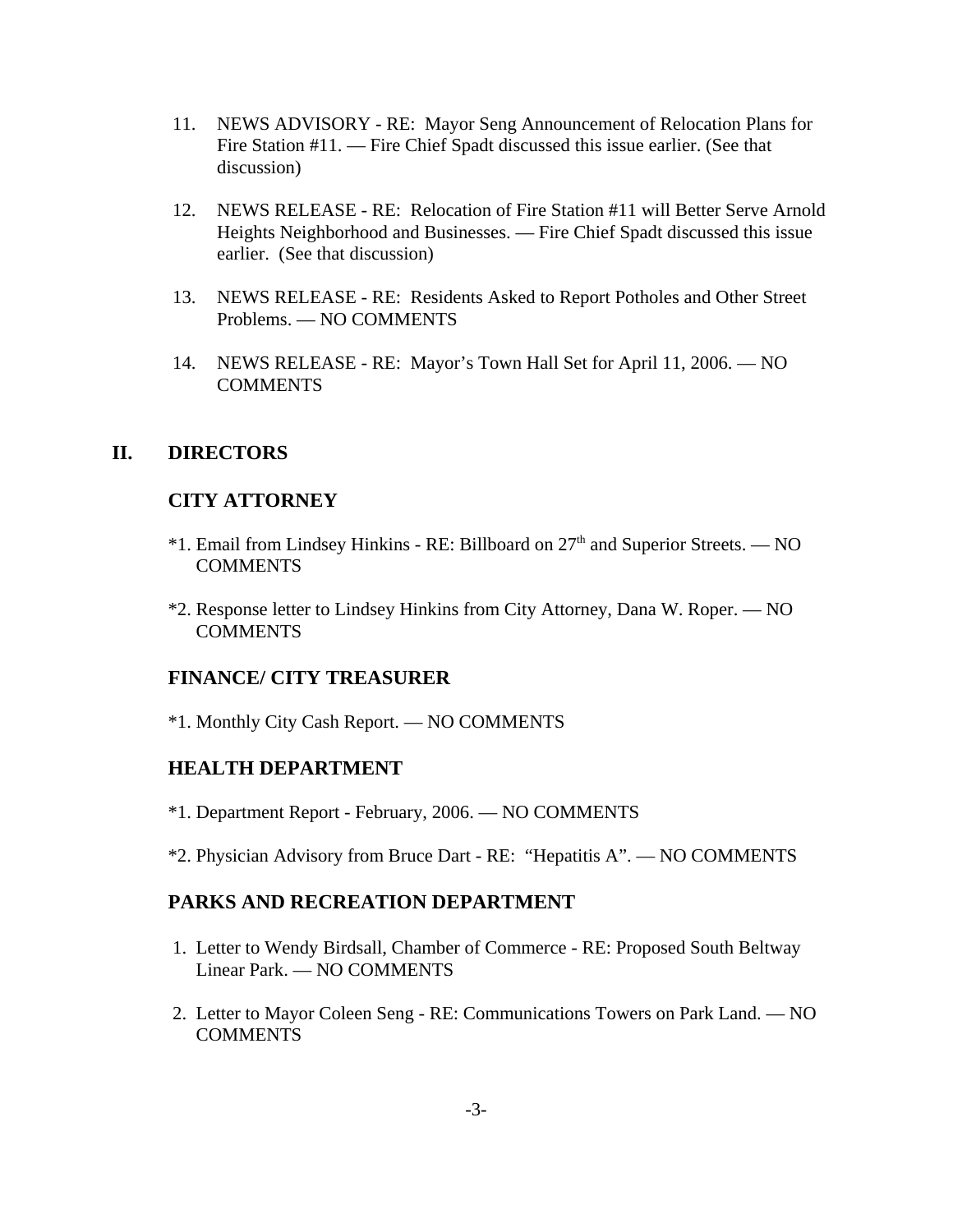11. NEWS ADVISORY - RE: Mayor Seng Announcement of Relocation Plans for Fire Station #11. — Fire Chief Spadt discussed this issue earlier. (See that discussion)

12. NEWS RELEASE - RE: Relocation of Fire Station #11 will Better Serve Arnold Heights Neighborhood and Businesses. — Fire Chief Spadt discussed this issue earlier. (See that discussion)

13. NEWS RELEASE - RE: Residents Asked to Report Potholes and Other Street Problems. — NO COMMENTS

14. NEWS RELEASE - RE: Mayor's Town Hall Set for April 11, 2006. — NO COMMENTS

## II. DIRECTORS

### CITY ATTORNEY

*1. Email from Lindsey Hinkins - RE: Billboard on 27th and Superior Streets. — NO COMMENTS

*2. Response letter to Lindsey Hinkins from City Attorney, Dana W. Roper. — NO COMMENTS

### FINANCE/ CITY TREASURER

*1. Monthly City Cash Report. — NO COMMENTS

### HEALTH DEPARTMENT

*1. Department Report - February, 2006. — NO COMMENTS

*2. Physician Advisory from Bruce Dart - RE: "Hepatitis A". — NO COMMENTS

### PARKS AND RECREATION DEPARTMENT

1. Letter to Wendy Birdsall, Chamber of Commerce - RE: Proposed South Beltway Linear Park. — NO COMMENTS

2. Letter to Mayor Coleen Seng - RE: Communications Towers on Park Land. — NO COMMENTS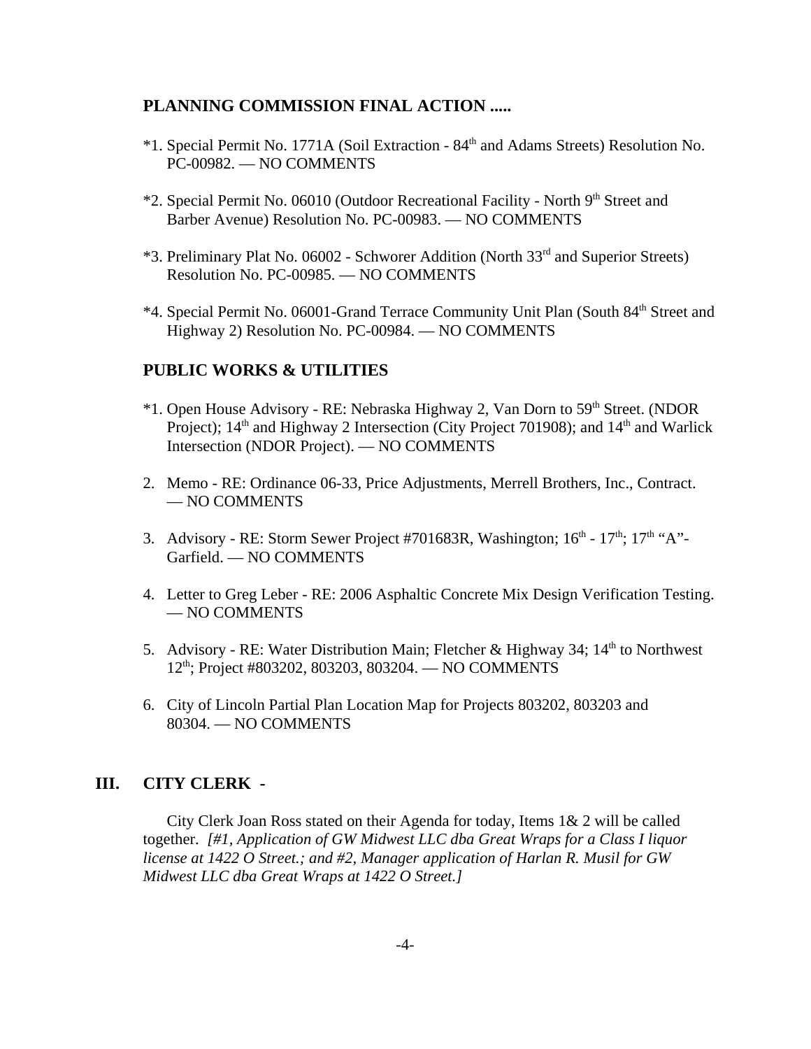## PLANNING COMMISSION FINAL ACTION .....

*1. Special Permit No. 1771A (Soil Extraction - 84th and Adams Streets) Resolution No. PC-00982. — NO COMMENTS

*2. Special Permit No. 06010 (Outdoor Recreational Facility - North 9th Street and Barber Avenue) Resolution No. PC-00983. — NO COMMENTS

*3. Preliminary Plat No. 06002 - Schworer Addition (North 33rd and Superior Streets) Resolution No. PC-00985. — NO COMMENTS

*4. Special Permit No. 06001-Grand Terrace Community Unit Plan (South 84th Street and Highway 2) Resolution No. PC-00984. — NO COMMENTS

## PUBLIC WORKS & UTILITIES

*1. Open House Advisory - RE: Nebraska Highway 2, Van Dorn to 59th Street. (NDOR Project); 14th and Highway 2 Intersection (City Project 701908); and 14th and Warlick Intersection (NDOR Project). — NO COMMENTS

2. Memo - RE: Ordinance 06-33, Price Adjustments, Merrell Brothers, Inc., Contract. — NO COMMENTS

3. Advisory - RE: Storm Sewer Project #701683R, Washington; 16th - 17th; 17th "A"-Garfield. — NO COMMENTS

4. Letter to Greg Leber - RE: 2006 Asphaltic Concrete Mix Design Verification Testing. — NO COMMENTS

5. Advisory - RE: Water Distribution Main; Fletcher & Highway 34; 14th to Northwest 12th; Project #803202, 803203, 803204. — NO COMMENTS

6. City of Lincoln Partial Plan Location Map for Projects 803202, 803203 and 80304. — NO COMMENTS

# III. CITY CLERK -

City Clerk Joan Ross stated on their Agenda for today, Items 1& 2 will be called together. *[#1, Application of GW Midwest LLC dba Great Wraps for a Class I liquor license at 1422 O Street.; and #2, Manager application of Harlan R. Musil for GW Midwest LLC dba Great Wraps at 1422 O Street.]*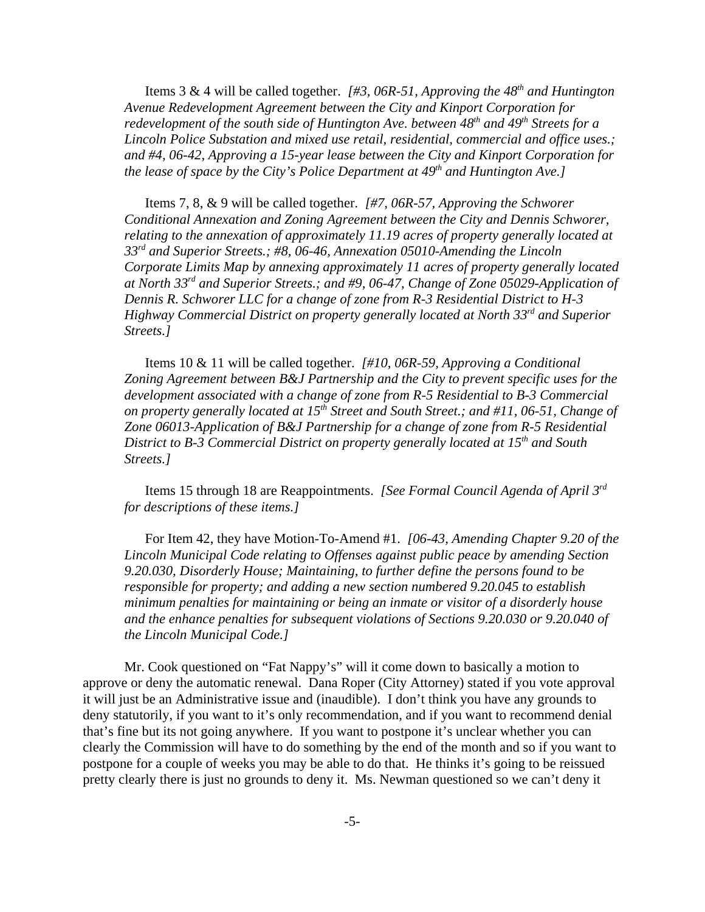Items 3 & 4 will be called together. *[#3, 06R-51, Approving the 48th and Huntington Avenue Redevelopment Agreement between the City and Kinport Corporation for redevelopment of the south side of Huntington Ave. between 48th and 49th Streets for a Lincoln Police Substation and mixed use retail, residential, commercial and office uses.; and #4, 06-42, Approving a 15-year lease between the City and Kinport Corporation for the lease of space by the City's Police Department at 49th and Huntington Ave.]*

Items 7, 8, & 9 will be called together. *[#7, 06R-57, Approving the Schworer Conditional Annexation and Zoning Agreement between the City and Dennis Schworer, relating to the annexation of approximately 11.19 acres of property generally located at 33rd and Superior Streets.; #8, 06-46, Annexation 05010-Amending the Lincoln Corporate Limits Map by annexing approximately 11 acres of property generally located at North 33rd and Superior Streets.; and #9, 06-47, Change of Zone 05029-Application of Dennis R. Schworer LLC for a change of zone from R-3 Residential District to H-3 Highway Commercial District on property generally located at North 33rd and Superior Streets.]*

Items 10 & 11 will be called together. *[#10, 06R-59, Approving a Conditional Zoning Agreement between B&J Partnership and the City to prevent specific uses for the development associated with a change of zone from R-5 Residential to B-3 Commercial on property generally located at 15th Street and South Street.; and #11, 06-51, Change of Zone 06013-Application of B&J Partnership for a change of zone from R-5 Residential District to B-3 Commercial District on property generally located at 15th and South Streets.]*

Items 15 through 18 are Reappointments. *[See Formal Council Agenda of April 3rd for descriptions of these items.]*

For Item 42, they have Motion-To-Amend #1. *[06-43, Amending Chapter 9.20 of the Lincoln Municipal Code relating to Offenses against public peace by amending Section 9.20.030, Disorderly House; Maintaining, to further define the persons found to be responsible for property; and adding a new section numbered 9.20.045 to establish minimum penalties for maintaining or being an inmate or visitor of a disorderly house and the enhance penalties for subsequent violations of Sections 9.20.030 or 9.20.040 of the Lincoln Municipal Code.]*

Mr. Cook questioned on "Fat Nappy's" will it come down to basically a motion to approve or deny the automatic renewal. Dana Roper (City Attorney) stated if you vote approval it will just be an Administrative issue and (inaudible). I don't think you have any grounds to deny statutorily, if you want to it's only recommendation, and if you want to recommend denial that's fine but its not going anywhere. If you want to postpone it's unclear whether you can clearly the Commission will have to do something by the end of the month and so if you want to postpone for a couple of weeks you may be able to do that. He thinks it's going to be reissued pretty clearly there is just no grounds to deny it. Ms. Newman questioned so we can't deny it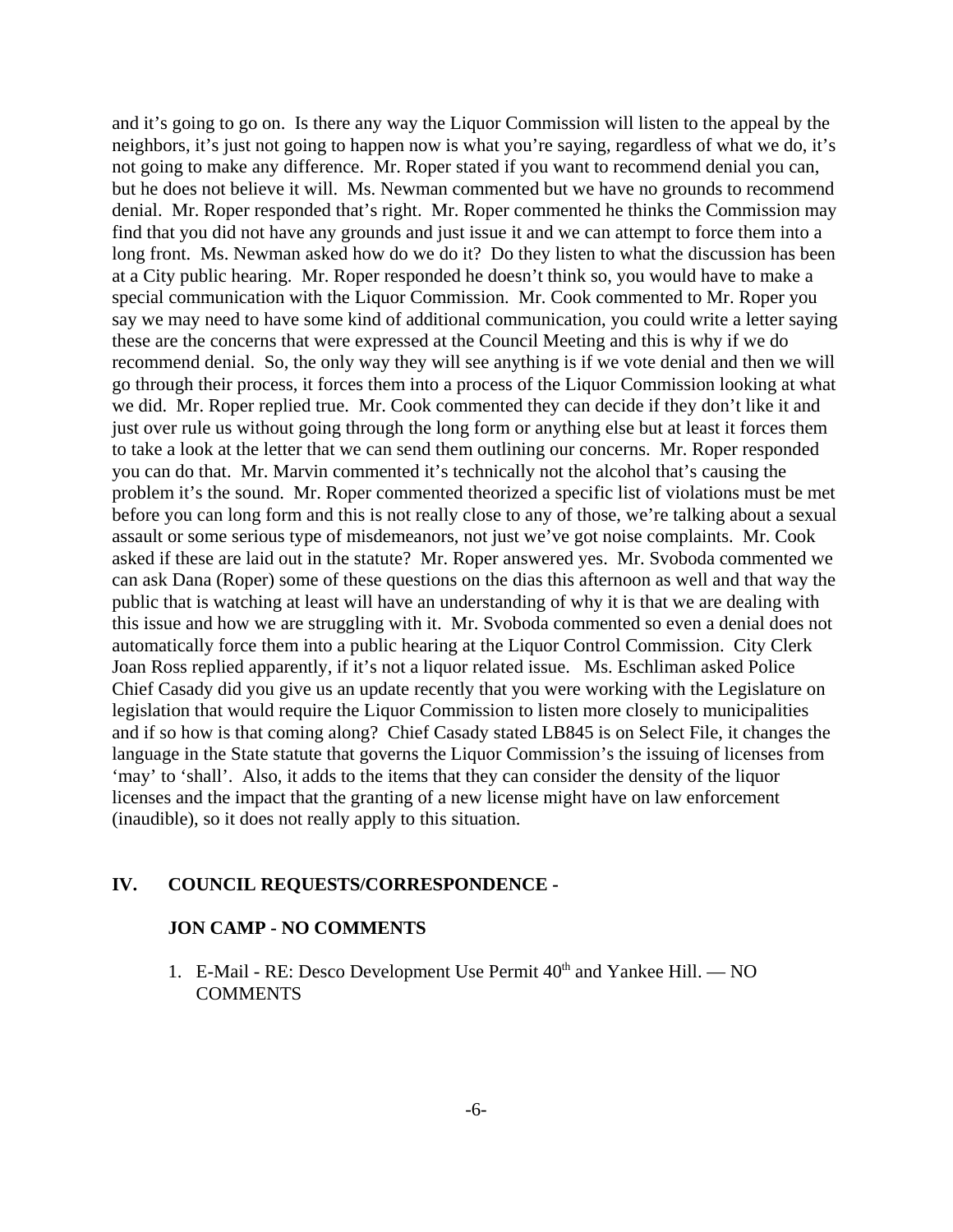and it's going to go on. Is there any way the Liquor Commission will listen to the appeal by the neighbors, it's just not going to happen now is what you're saying, regardless of what we do, it's not going to make any difference. Mr. Roper stated if you want to recommend denial you can, but he does not believe it will. Ms. Newman commented but we have no grounds to recommend denial. Mr. Roper responded that's right. Mr. Roper commented he thinks the Commission may find that you did not have any grounds and just issue it and we can attempt to force them into a long front. Ms. Newman asked how do we do it? Do they listen to what the discussion has been at a City public hearing. Mr. Roper responded he doesn't think so, you would have to make a special communication with the Liquor Commission. Mr. Cook commented to Mr. Roper you say we may need to have some kind of additional communication, you could write a letter saying these are the concerns that were expressed at the Council Meeting and this is why if we do recommend denial. So, the only way they will see anything is if we vote denial and then we will go through their process, it forces them into a process of the Liquor Commission looking at what we did. Mr. Roper replied true. Mr. Cook commented they can decide if they don't like it and just over rule us without going through the long form or anything else but at least it forces them to take a look at the letter that we can send them outlining our concerns. Mr. Roper responded you can do that. Mr. Marvin commented it's technically not the alcohol that's causing the problem it's the sound. Mr. Roper commented theorized a specific list of violations must be met before you can long form and this is not really close to any of those, we're talking about a sexual assault or some serious type of misdemeanors, not just we've got noise complaints. Mr. Cook asked if these are laid out in the statute? Mr. Roper answered yes. Mr. Svoboda commented we can ask Dana (Roper) some of these questions on the dias this afternoon as well and that way the public that is watching at least will have an understanding of why it is that we are dealing with this issue and how we are struggling with it. Mr. Svoboda commented so even a denial does not automatically force them into a public hearing at the Liquor Control Commission. City Clerk Joan Ross replied apparently, if it's not a liquor related issue. Ms. Eschliman asked Police Chief Casady did you give us an update recently that you were working with the Legislature on legislation that would require the Liquor Commission to listen more closely to municipalities and if so how is that coming along? Chief Casady stated LB845 is on Select File, it changes the language in the State statute that governs the Liquor Commission's the issuing of licenses from 'may' to 'shall'. Also, it adds to the items that they can consider the density of the liquor licenses and the impact that the granting of a new license might have on law enforcement (inaudible), so it does not really apply to this situation.

## IV. COUNCIL REQUESTS/CORRESPONDENCE -

### JON CAMP - NO COMMENTS

1. E-Mail - RE: Desco Development Use Permit 40th and Yankee Hill. — NO COMMENTS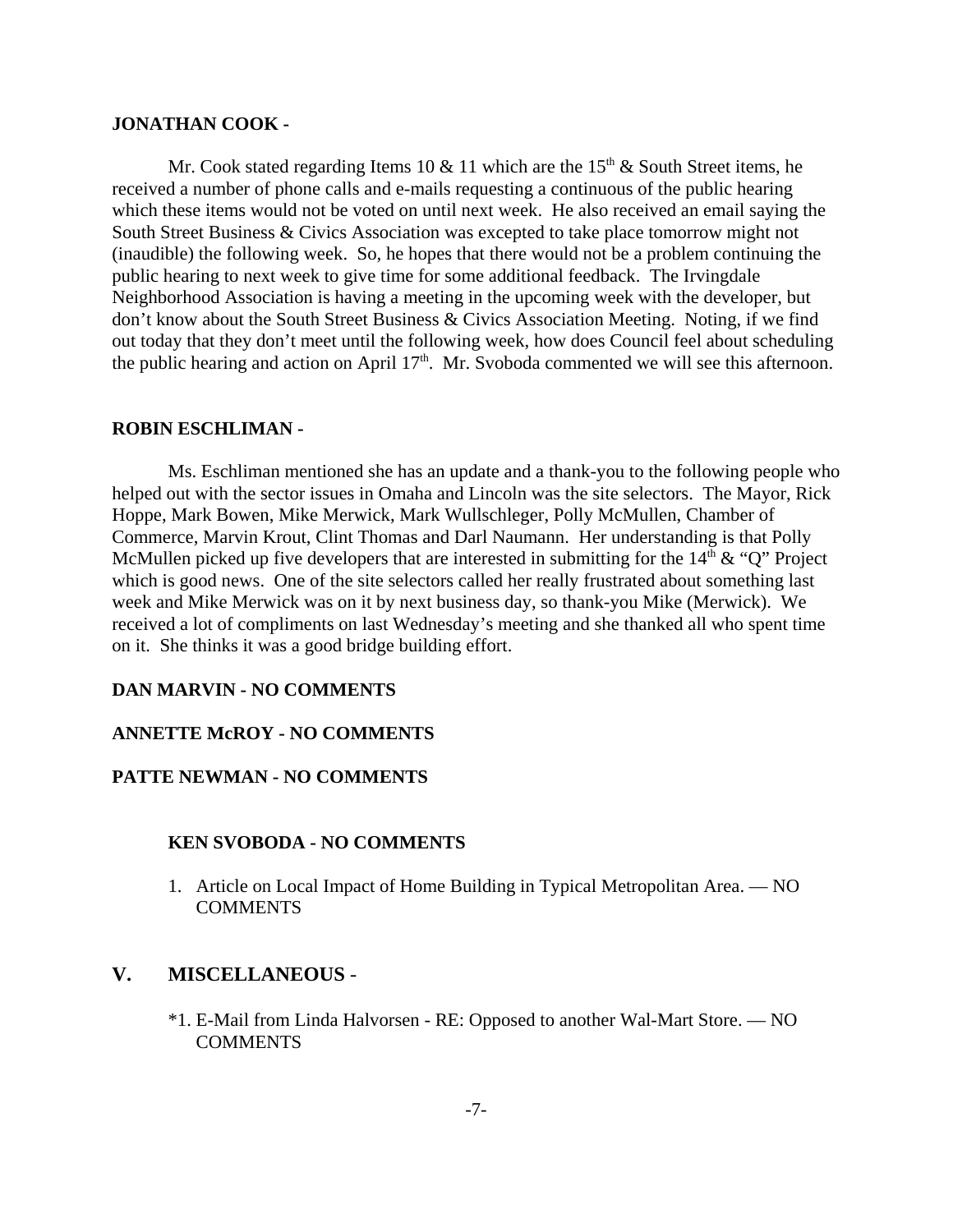**JONATHAN COOK -**

Mr. Cook stated regarding Items 10 & 11 which are the 15th & South Street items, he received a number of phone calls and e-mails requesting a continuous of the public hearing which these items would not be voted on until next week. He also received an email saying the South Street Business & Civics Association was excepted to take place tomorrow might not (inaudible) the following week. So, he hopes that there would not be a problem continuing the public hearing to next week to give time for some additional feedback. The Irvingdale Neighborhood Association is having a meeting in the upcoming week with the developer, but don't know about the South Street Business & Civics Association Meeting. Noting, if we find out today that they don't meet until the following week, how does Council feel about scheduling the public hearing and action on April 17th. Mr. Svoboda commented we will see this afternoon.

**ROBIN ESCHLIMAN -**

Ms. Eschliman mentioned she has an update and a thank-you to the following people who helped out with the sector issues in Omaha and Lincoln was the site selectors. The Mayor, Rick Hoppe, Mark Bowen, Mike Merwick, Mark Wullschleger, Polly McMullen, Chamber of Commerce, Marvin Krout, Clint Thomas and Darl Naumann. Her understanding is that Polly McMullen picked up five developers that are interested in submitting for the 14th & "Q" Project which is good news. One of the site selectors called her really frustrated about something last week and Mike Merwick was on it by next business day, so thank-you Mike (Merwick). We received a lot of compliments on last Wednesday's meeting and she thanked all who spent time on it. She thinks it was a good bridge building effort.

**DAN MARVIN - NO COMMENTS**

**ANNETTE McROY - NO COMMENTS**

**PATTE NEWMAN - NO COMMENTS**

**KEN SVOBODA - NO COMMENTS**

1. Article on Local Impact of Home Building in Typical Metropolitan Area. — NO COMMENTS

## V. MISCELLANEOUS -

*1. E-Mail from Linda Halvorsen - RE: Opposed to another Wal-Mart Store. — NO COMMENTS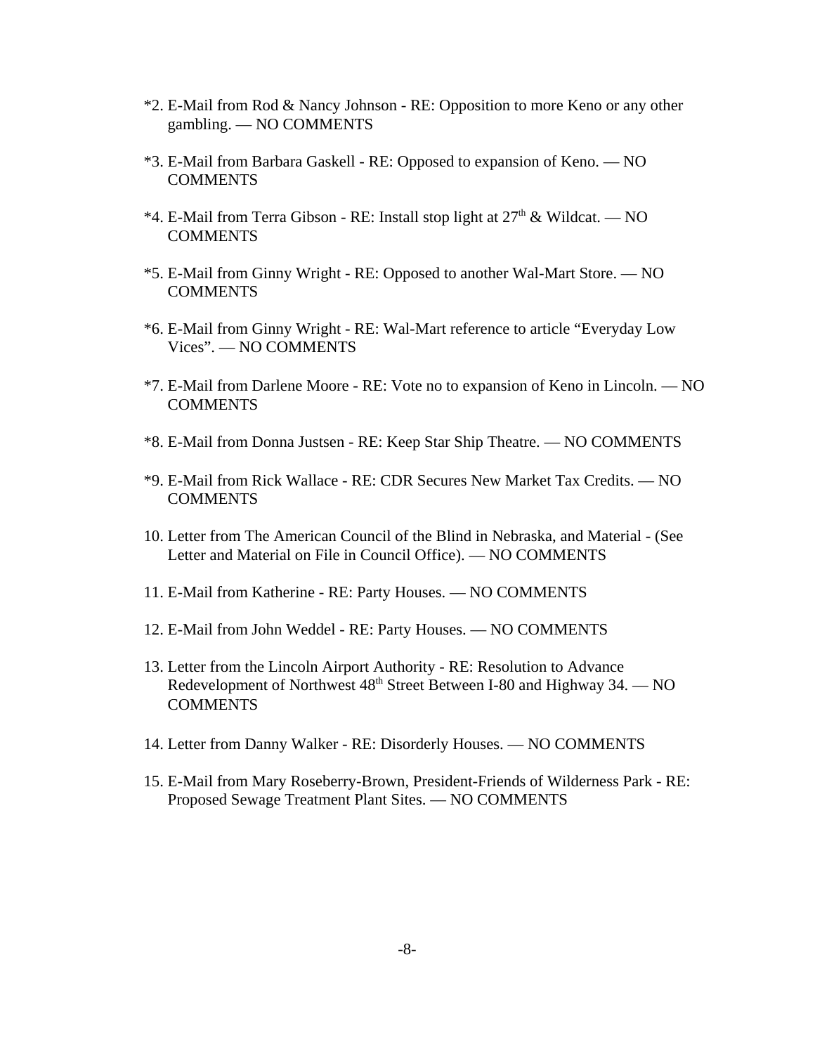*2. E-Mail from Rod & Nancy Johnson - RE: Opposition to more Keno or any other gambling. — NO COMMENTS

*3. E-Mail from Barbara Gaskell - RE: Opposed to expansion of Keno. — NO COMMENTS

*4. E-Mail from Terra Gibson - RE: Install stop light at 27th & Wildcat. — NO COMMENTS

*5. E-Mail from Ginny Wright - RE: Opposed to another Wal-Mart Store. — NO COMMENTS

*6. E-Mail from Ginny Wright - RE: Wal-Mart reference to article "Everyday Low Vices". — NO COMMENTS

*7. E-Mail from Darlene Moore - RE: Vote no to expansion of Keno in Lincoln. — NO COMMENTS

*8. E-Mail from Donna Justsen - RE: Keep Star Ship Theatre. — NO COMMENTS

*9. E-Mail from Rick Wallace - RE: CDR Secures New Market Tax Credits. — NO COMMENTS

10. Letter from The American Council of the Blind in Nebraska, and Material - (See Letter and Material on File in Council Office). — NO COMMENTS

11. E-Mail from Katherine - RE: Party Houses. — NO COMMENTS

12. E-Mail from John Weddel - RE: Party Houses. — NO COMMENTS

13. Letter from the Lincoln Airport Authority - RE: Resolution to Advance Redevelopment of Northwest 48th Street Between I-80 and Highway 34. — NO COMMENTS

14. Letter from Danny Walker - RE: Disorderly Houses. — NO COMMENTS

15. E-Mail from Mary Roseberry-Brown, President-Friends of Wilderness Park - RE: Proposed Sewage Treatment Plant Sites. — NO COMMENTS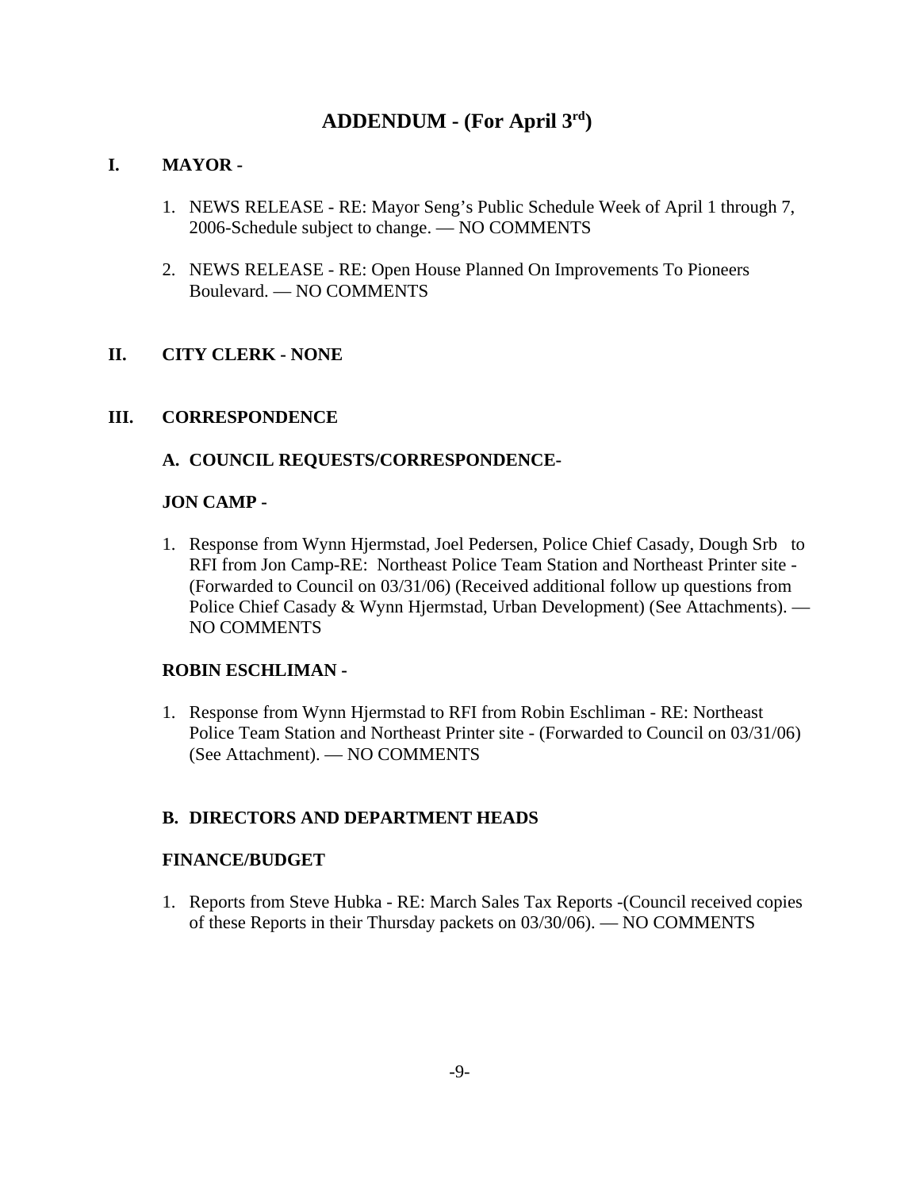# ADDENDUM - (For April 3rd)

## I. MAYOR -

1. NEWS RELEASE - RE: Mayor Seng's Public Schedule Week of April 1 through 7, 2006-Schedule subject to change. — NO COMMENTS

2. NEWS RELEASE - RE: Open House Planned On Improvements To Pioneers Boulevard. — NO COMMENTS

## II. CITY CLERK - NONE

## III. CORRESPONDENCE

### A. COUNCIL REQUESTS/CORRESPONDENCE-

**JON CAMP -**

1. Response from Wynn Hjermstad, Joel Pedersen, Police Chief Casady, Dough Srb to RFI from Jon Camp-RE: Northeast Police Team Station and Northeast Printer site - (Forwarded to Council on 03/31/06) (Received additional follow up questions from Police Chief Casady & Wynn Hjermstad, Urban Development) (See Attachments). — NO COMMENTS

**ROBIN ESCHLIMAN -**

1. Response from Wynn Hjermstad to RFI from Robin Eschliman - RE: Northeast Police Team Station and Northeast Printer site - (Forwarded to Council on 03/31/06) (See Attachment). — NO COMMENTS

### B. DIRECTORS AND DEPARTMENT HEADS

**FINANCE/BUDGET**

1. Reports from Steve Hubka - RE: March Sales Tax Reports -(Council received copies of these Reports in their Thursday packets on 03/30/06). — NO COMMENTS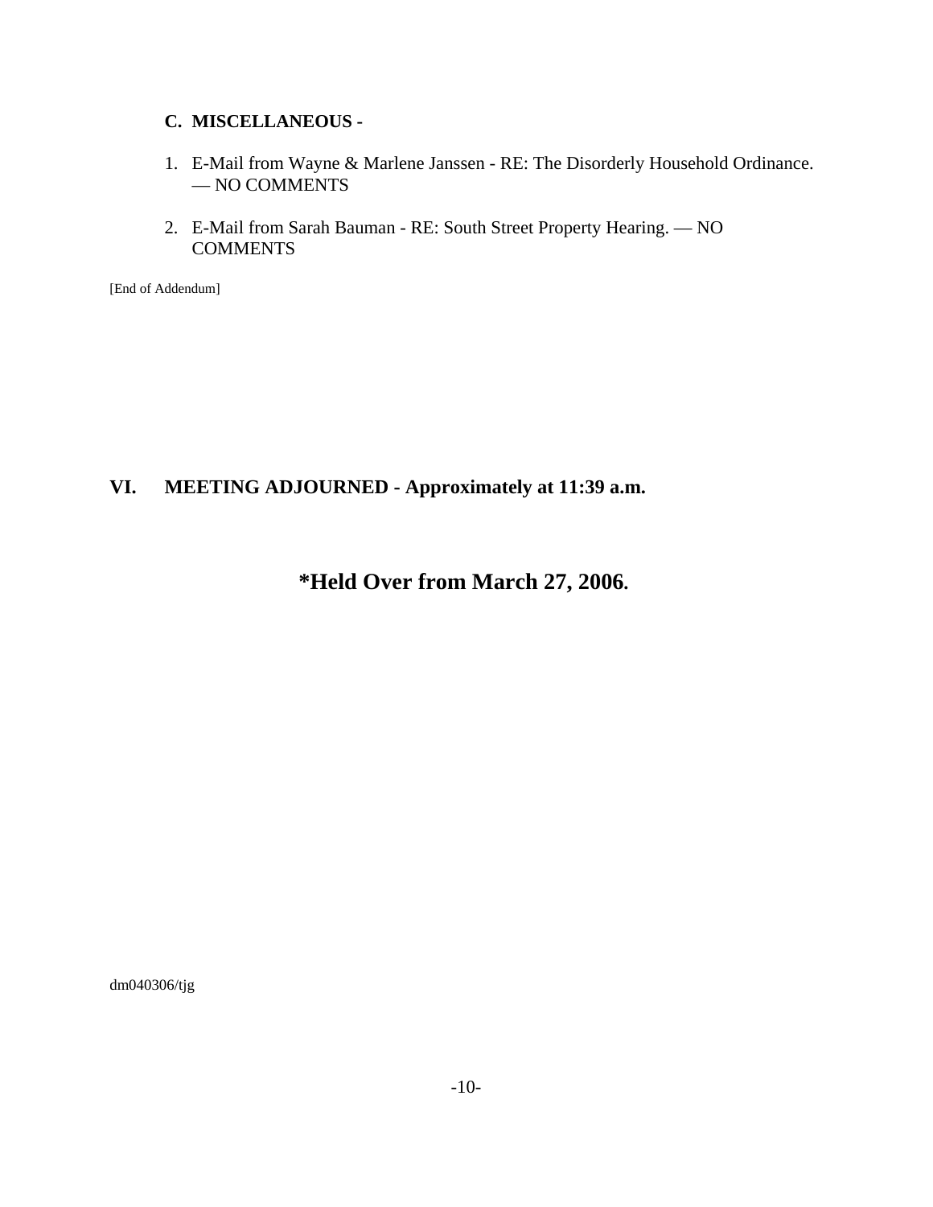### C. MISCELLANEOUS -

1. E-Mail from Wayne & Marlene Janssen - RE: The Disorderly Household Ordinance. — NO COMMENTS

2. E-Mail from Sarah Bauman - RE: South Street Property Hearing. — NO COMMENTS

[End of Addendum]

## VI. MEETING ADJOURNED - Approximately at 11:39 a.m.

**\*Held Over from March 27, 2006.**

dm040306/tjg